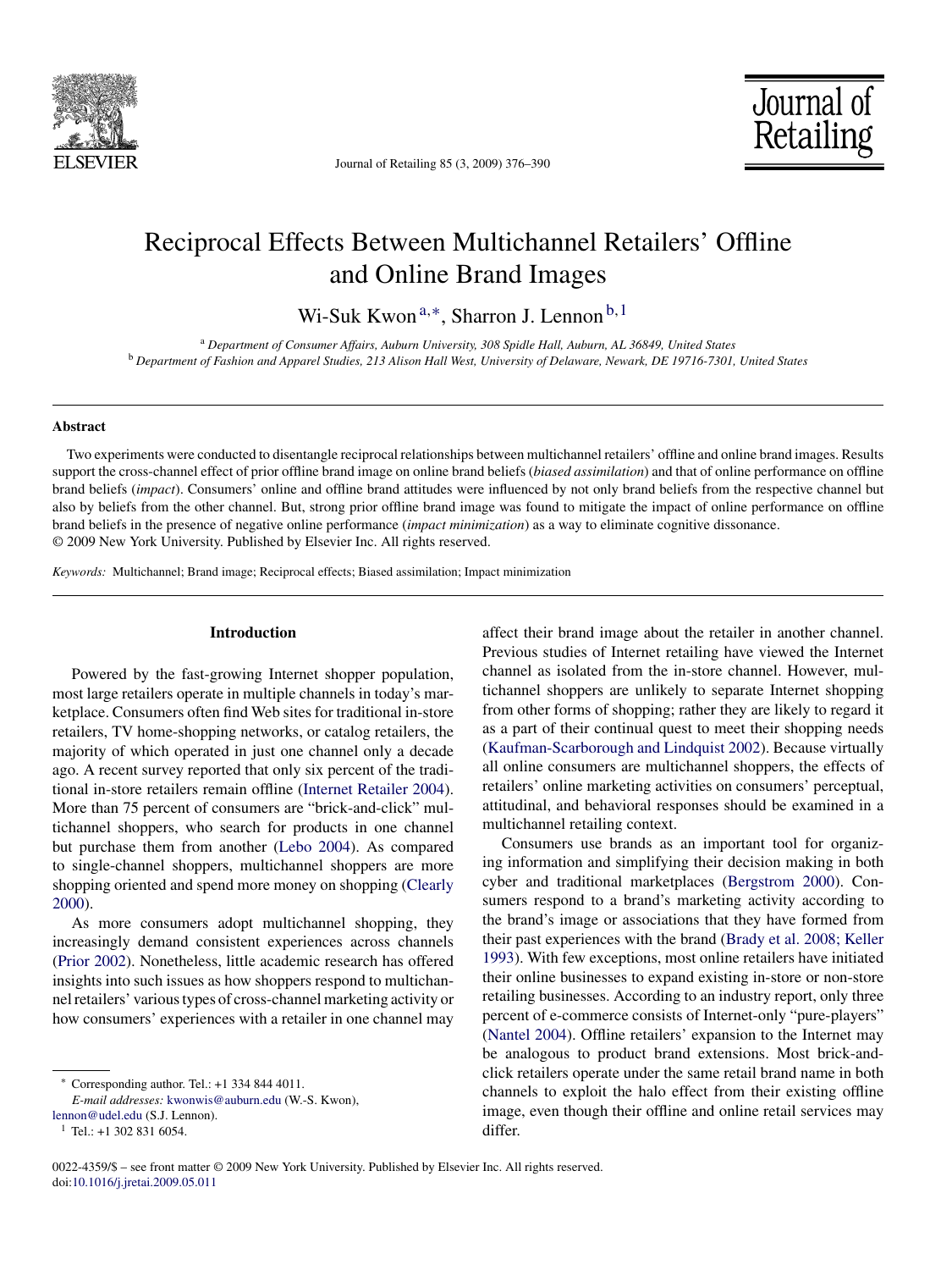# Reciprocal Effects Between Multichannel Retailers' Offline and Online Brand Images

Wi-Suk Kwon[a,*], Sharron J. Lennon[b,1]

[a] *Department of Consumer Affairs, Auburn University, 308 Spidle Hall, Auburn, AL 36849, United States*
[b] *Department of Fashion and Apparel Studies, 213 Alison Hall West, University of Delaware, Newark, DE 19716-7301, United States*

## Abstract

Two experiments were conducted to disentangle reciprocal relationships between multichannel retailers' offline and online brand images. Results support the cross-channel effect of prior offline brand image on online brand beliefs (*biased assimilation*) and that of online performance on offline brand beliefs (*impact*). Consumers' online and offline brand attitudes were influenced by not only brand beliefs from the respective channel but also by beliefs from the other channel. But, strong prior offline brand image was found to mitigate the impact of online performance on offline brand beliefs in the presence of negative online performance (*impact minimization*) as a way to eliminate cognitive dissonance.
© 2009 New York University. Published by Elsevier Inc. All rights reserved.

*Keywords:* Multichannel; Brand image; Reciprocal effects; Biased assimilation; Impact minimization

## Introduction

Powered by the fast-growing Internet shopper population, most large retailers operate in multiple channels in today's marketplace. Consumers often find Web sites for traditional in-store retailers, TV home-shopping networks, or catalog retailers, the majority of which operated in just one channel only a decade ago. A recent survey reported that only six percent of the traditional in-store retailers remain offline (Internet Retailer 2004). More than 75 percent of consumers are "brick-and-click" multichannel shoppers, who search for products in one channel but purchase them from another (Lebo 2004). As compared to single-channel shoppers, multichannel shoppers are more shopping oriented and spend more money on shopping (Clearly 2000).

As more consumers adopt multichannel shopping, they increasingly demand consistent experiences across channels (Prior 2002). Nonetheless, little academic research has offered insights into such issues as how shoppers respond to multichannel retailers' various types of cross-channel marketing activity or how consumers' experiences with a retailer in one channel may affect their brand image about the retailer in another channel. Previous studies of Internet retailing have viewed the Internet channel as isolated from the in-store channel. However, multichannel shoppers are unlikely to separate Internet shopping from other forms of shopping; rather they are likely to regard it as a part of their continual quest to meet their shopping needs (Kaufman-Scarborough and Lindquist 2002). Because virtually all online consumers are multichannel shoppers, the effects of retailers' online marketing activities on consumers' perceptual, attitudinal, and behavioral responses should be examined in a multichannel retailing context.

Consumers use brands as an important tool for organizing information and simplifying their decision making in both cyber and traditional marketplaces (Bergstrom 2000). Consumers respond to a brand's marketing activity according to the brand's image or associations that they have formed from their past experiences with the brand (Brady et al. 2008; Keller 1993). With few exceptions, most online retailers have initiated their online businesses to expand existing in-store or non-store retailing businesses. According to an industry report, only three percent of e-commerce consists of Internet-only "pure-players" (Nantel 2004). Offline retailers' expansion to the Internet may be analogous to product brand extensions. Most brick-and-click retailers operate under the same retail brand name in both channels to exploit the halo effect from their existing offline image, even though their offline and online retail services may differ.

* Corresponding author. Tel.: +1 334 844 4011.
*E-mail addresses:* kwonwis@auburn.edu (W.-S. Kwon), lennon@udel.edu (S.J. Lennon).
[1] Tel.: +1 302 831 6054.

0022-4359/$ – see front matter © 2009 New York University. Published by Elsevier Inc. All rights reserved.
doi:10.1016/j.jretai.2009.05.011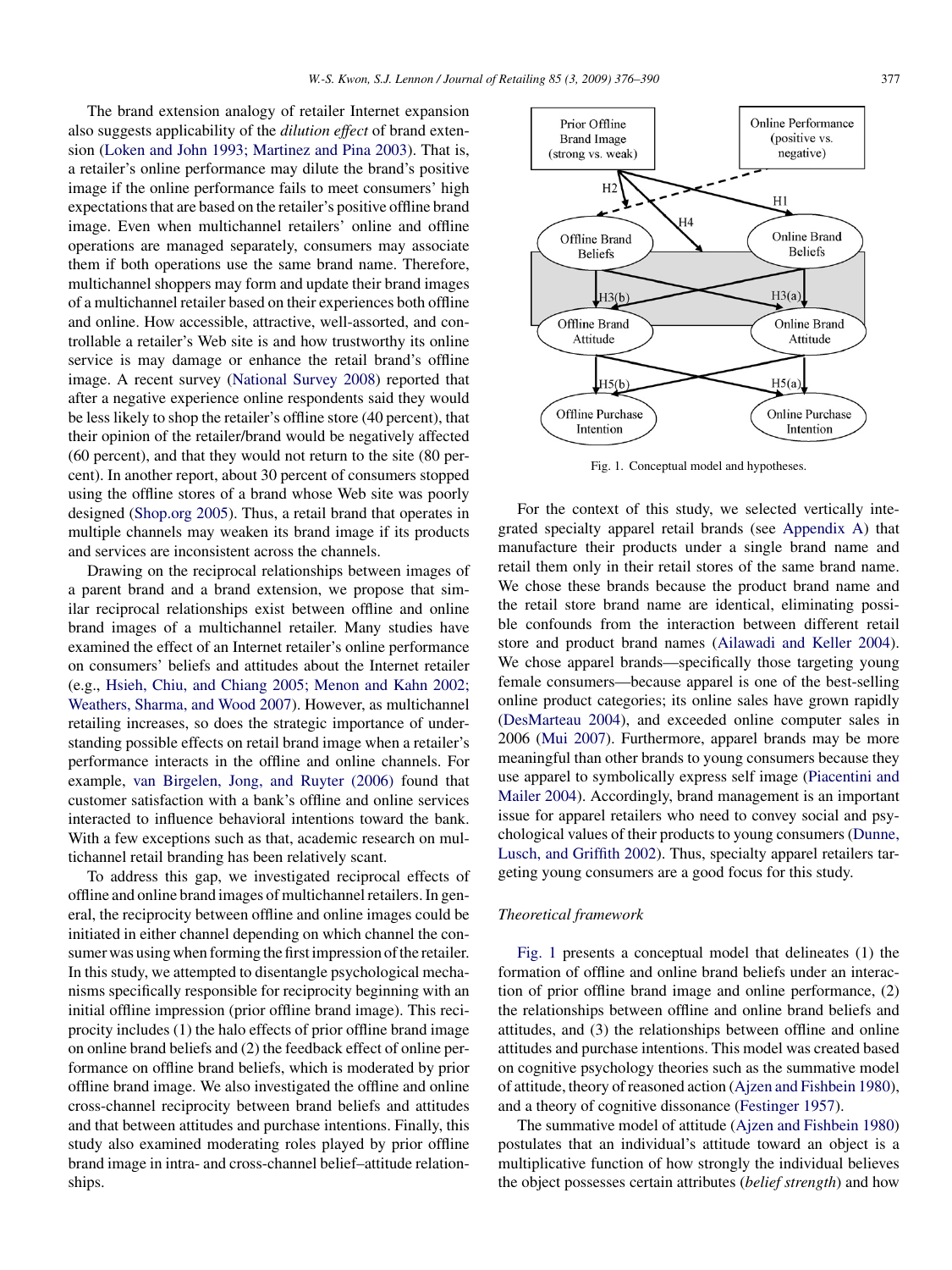The brand extension analogy of retailer Internet expansion also suggests applicability of the *dilution effect* of brand extension (Loken and John 1993; Martinez and Pina 2003). That is, a retailer's online performance may dilute the brand's positive image if the online performance fails to meet consumers' high expectations that are based on the retailer's positive offline brand image. Even when multichannel retailers' online and offline operations are managed separately, consumers may associate them if both operations use the same brand name. Therefore, multichannel shoppers may form and update their brand images of a multichannel retailer based on their experiences both offline and online. How accessible, attractive, well-assorted, and controllable a retailer's Web site is and how trustworthy its online service is may damage or enhance the retail brand's offline image. A recent survey (National Survey 2008) reported that after a negative experience online respondents said they would be less likely to shop the retailer's offline store (40 percent), that their opinion of the retailer/brand would be negatively affected (60 percent), and that they would not return to the site (80 percent). In another report, about 30 percent of consumers stopped using the offline stores of a brand whose Web site was poorly designed (Shop.org 2005). Thus, a retail brand that operates in multiple channels may weaken its brand image if its products and services are inconsistent across the channels.

Drawing on the reciprocal relationships between images of a parent brand and a brand extension, we propose that similar reciprocal relationships exist between offline and online brand images of a multichannel retailer. Many studies have examined the effect of an Internet retailer's online performance on consumers' beliefs and attitudes about the Internet retailer (e.g., Hsieh, Chiu, and Chiang 2005; Menon and Kahn 2002; Weathers, Sharma, and Wood 2007). However, as multichannel retailing increases, so does the strategic importance of understanding possible effects on retail brand image when a retailer's performance interacts in the offline and online channels. For example, van Birgelen, Jong, and Ruyter (2006) found that customer satisfaction with a bank's offline and online services interacted to influence behavioral intentions toward the bank. With a few exceptions such as that, academic research on multichannel retail branding has been relatively scant.

To address this gap, we investigated reciprocal effects of offline and online brand images of multichannel retailers. In general, the reciprocity between offline and online images could be initiated in either channel depending on which channel the consumer was using when forming the first impression of the retailer. In this study, we attempted to disentangle psychological mechanisms specifically responsible for reciprocity beginning with an initial offline impression (prior offline brand image). This reciprocity includes (1) the halo effects of prior offline brand image on online brand beliefs and (2) the feedback effect of online performance on offline brand beliefs, which is moderated by prior offline brand image. We also investigated the offline and online cross-channel reciprocity between brand beliefs and attitudes and that between attitudes and purchase intentions. Finally, this study also examined moderating roles played by prior offline brand image in intra- and cross-channel belief–attitude relationships.

Prior Offline Brand Image (strong vs. weak)
Online Performance (positive vs. negative)
H2
H1
H4
Offline Brand Beliefs
Online Brand Beliefs
H3(b)
H3(a)
Offline Brand Attitude
Online Brand Attitude
H5(b)
H5(a)
Offline Purchase Intention
Online Purchase Intention

Fig. 1. Conceptual model and hypotheses.

For the context of this study, we selected vertically integrated specialty apparel retail brands (see Appendix A) that manufacture their products under a single brand name and retail them only in their retail stores of the same brand name. We chose these brands because the product brand name and the retail store brand name are identical, eliminating possible confounds from the interaction between different retail store and product brand names (Ailawadi and Keller 2004). We chose apparel brands—specifically those targeting young female consumers—because apparel is one of the best-selling online product categories; its online sales have grown rapidly (DesMarteau 2004), and exceeded online computer sales in 2006 (Mui 2007). Furthermore, apparel brands may be more meaningful than other brands to young consumers because they use apparel to symbolically express self image (Piacentini and Mailer 2004). Accordingly, brand management is an important issue for apparel retailers who need to convey social and psychological values of their products to young consumers (Dunne, Lusch, and Griffith 2002). Thus, specialty apparel retailers targeting young consumers are a good focus for this study.

## Theoretical framework

Fig. 1 presents a conceptual model that delineates (1) the formation of offline and online brand beliefs under an interaction of prior offline brand image and online performance, (2) the relationships between offline and online brand beliefs and attitudes, and (3) the relationships between offline and online attitudes and purchase intentions. This model was created based on cognitive psychology theories such as the summative model of attitude, theory of reasoned action (Ajzen and Fishbein 1980), and a theory of cognitive dissonance (Festinger 1957).

The summative model of attitude (Ajzen and Fishbein 1980) postulates that an individual's attitude toward an object is a multiplicative function of how strongly the individual believes the object possesses certain attributes (*belief strength*) and how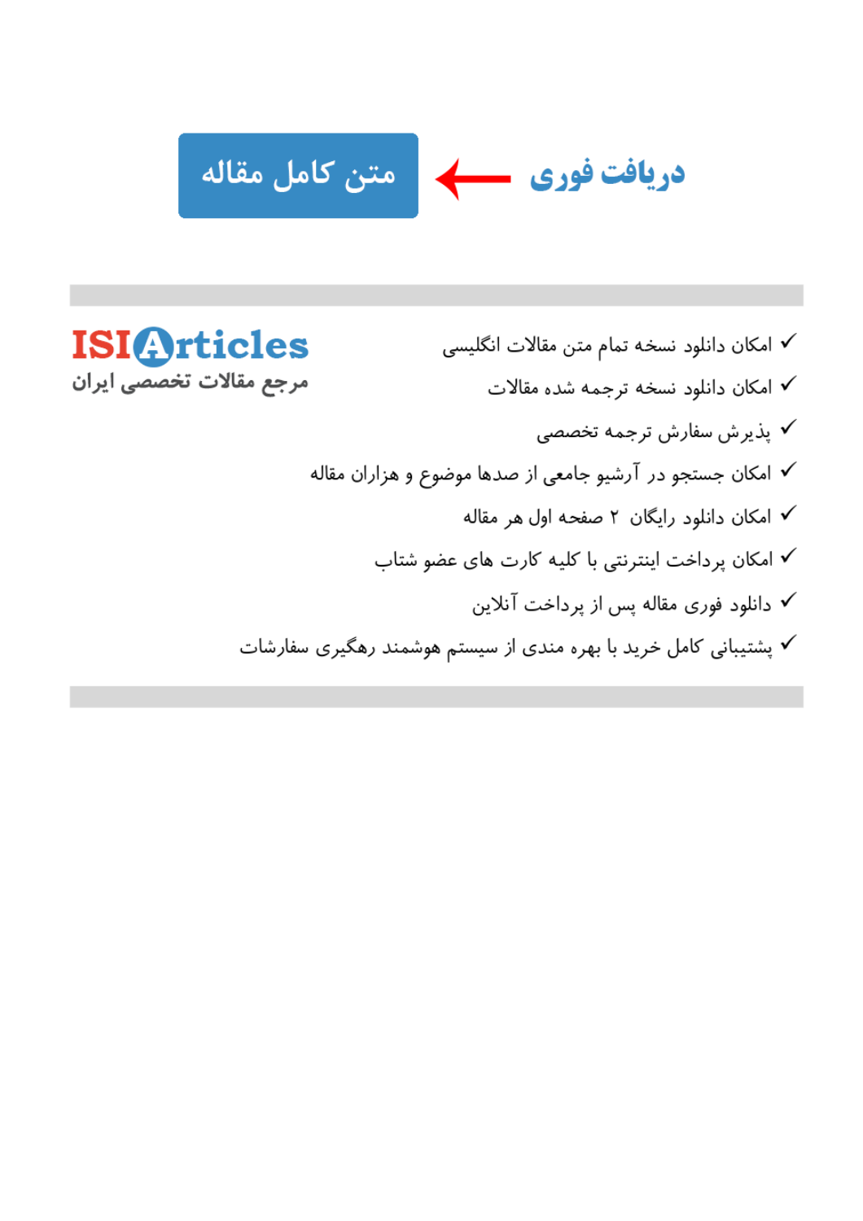دریافت فوری ← **متن کامل مقاله**

**ISIArticles**
مرجع مقالات تخصصی ایران

- ✓ امکان دانلود نسخه تمام متن مقالات انگلیسی
- ✓ امکان دانلود نسخه ترجمه شده مقالات
- ✓ پذیرش سفارش ترجمه تخصصی
- ✓ امکان جستجو در آرشیو جامعی از صدها موضوع و هزاران مقاله
- ✓ امکان دانلود رایگان ۲ صفحه اول هر مقاله
- ✓ امکان پرداخت اینترنتی با کلیه کارت های عضو شتاب
- ✓ دانلود فوری مقاله پس از پرداخت آنلاین
- ✓ پشتیبانی کامل خرید با بهره مندی از سیستم هوشمند رهگیری سفارشات